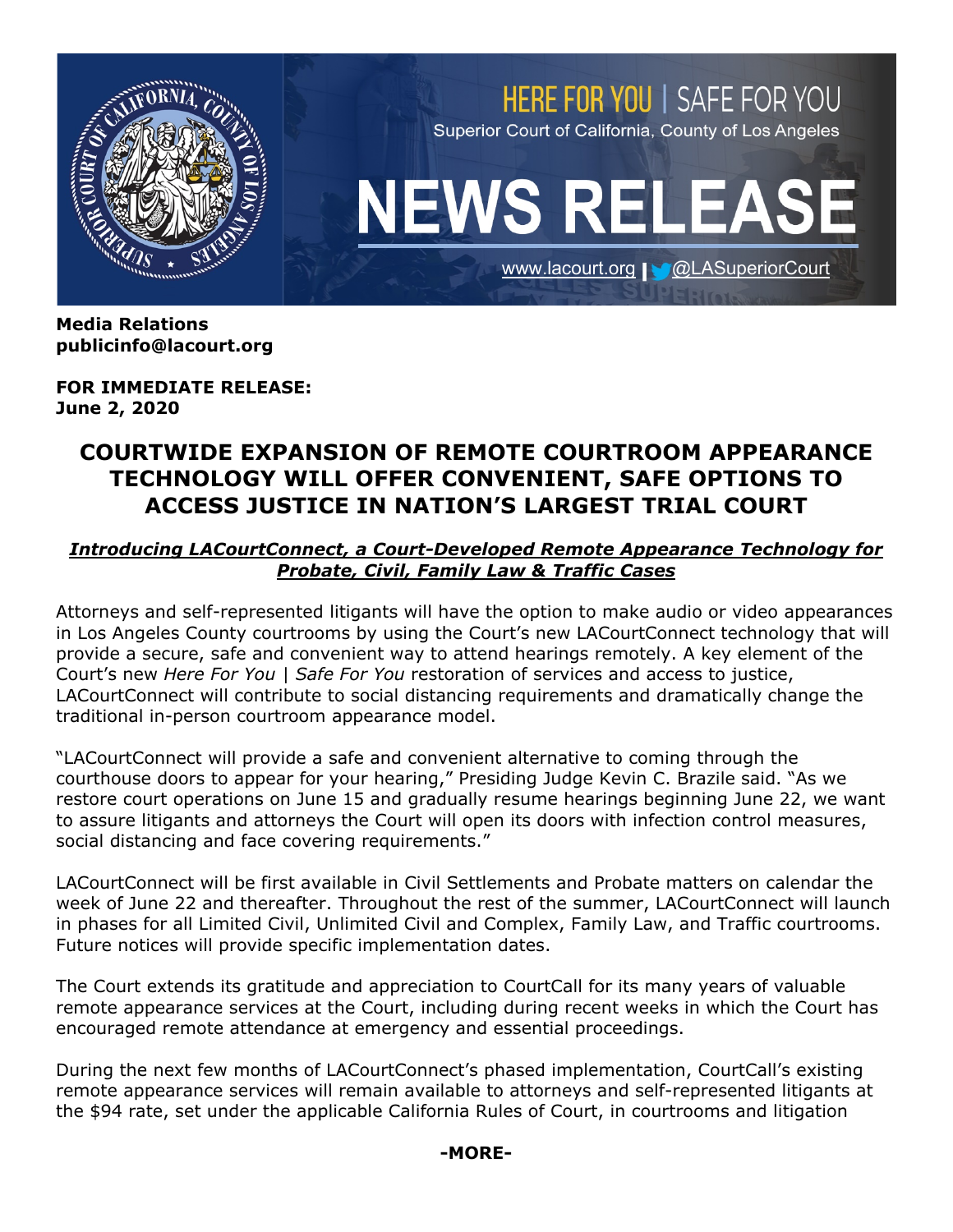HERE FOR YOU | SAFE FOR YOU

Superior Court of California, County of Los Angeles

# NEWS RELEASE

www.lacourt.org | @LASuperiorCourt

**Media Relations**
**publicinfo@lacourt.org**

**FOR IMMEDIATE RELEASE:**
**June 2, 2020**

## COURTWIDE EXPANSION OF REMOTE COURTROOM APPEARANCE TECHNOLOGY WILL OFFER CONVENIENT, SAFE OPTIONS TO ACCESS JUSTICE IN NATION'S LARGEST TRIAL COURT

***Introducing LACourtConnect, a Court-Developed Remote Appearance Technology for Probate, Civil, Family Law & Traffic Cases***

Attorneys and self-represented litigants will have the option to make audio or video appearances in Los Angeles County courtrooms by using the Court's new LACourtConnect technology that will provide a secure, safe and convenient way to attend hearings remotely. A key element of the Court's new *Here For You | Safe For You* restoration of services and access to justice, LACourtConnect will contribute to social distancing requirements and dramatically change the traditional in-person courtroom appearance model.

"LACourtConnect will provide a safe and convenient alternative to coming through the courthouse doors to appear for your hearing," Presiding Judge Kevin C. Brazile said. "As we restore court operations on June 15 and gradually resume hearings beginning June 22, we want to assure litigants and attorneys the Court will open its doors with infection control measures, social distancing and face covering requirements."

LACourtConnect will be first available in Civil Settlements and Probate matters on calendar the week of June 22 and thereafter. Throughout the rest of the summer, LACourtConnect will launch in phases for all Limited Civil, Unlimited Civil and Complex, Family Law, and Traffic courtrooms. Future notices will provide specific implementation dates.

The Court extends its gratitude and appreciation to CourtCall for its many years of valuable remote appearance services at the Court, including during recent weeks in which the Court has encouraged remote attendance at emergency and essential proceedings.

During the next few months of LACourtConnect's phased implementation, CourtCall's existing remote appearance services will remain available to attorneys and self-represented litigants at the $94 rate, set under the applicable California Rules of Court, in courtrooms and litigation

**-MORE-**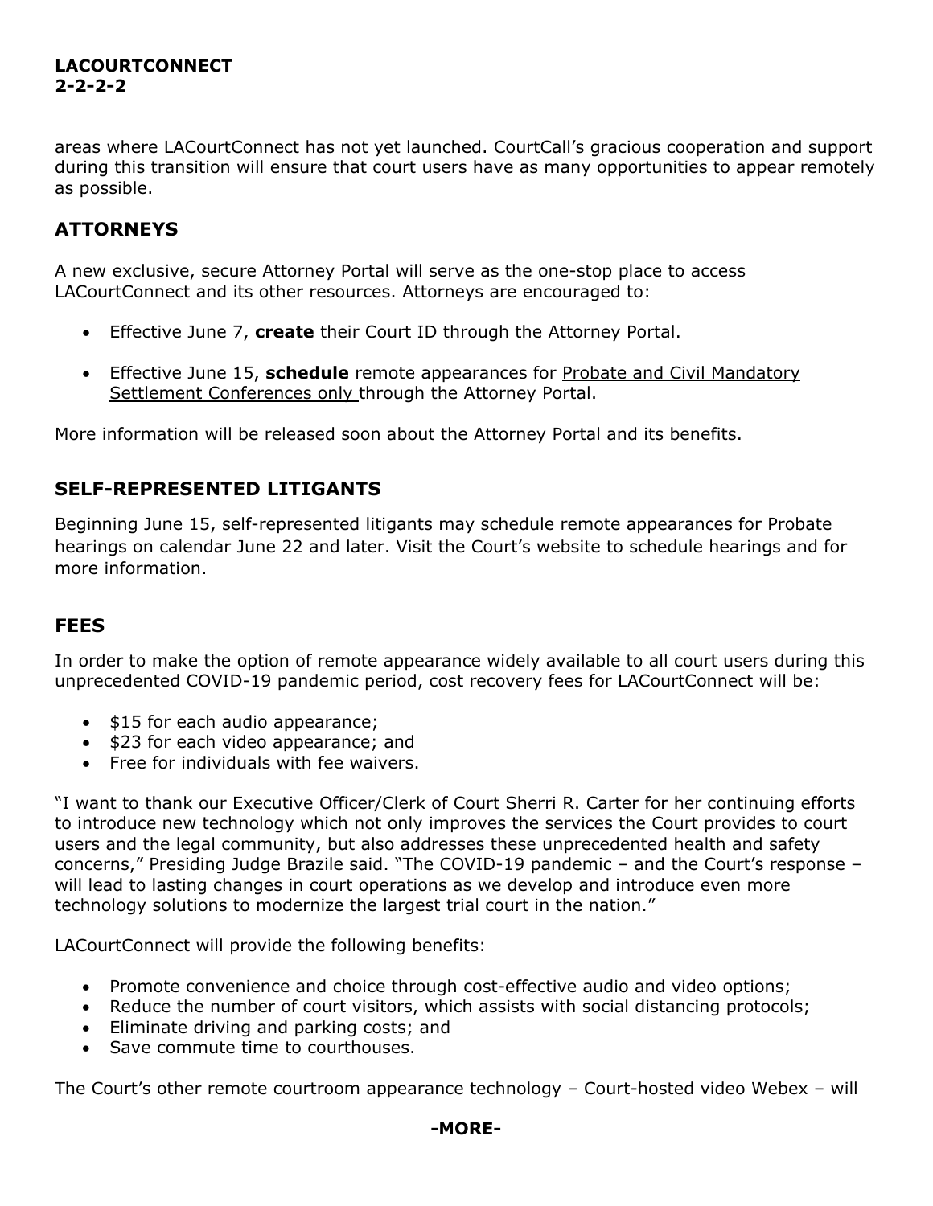areas where LACourtConnect has not yet launched. CourtCall's gracious cooperation and support during this transition will ensure that court users have as many opportunities to appear remotely as possible.

## ATTORNEYS

A new exclusive, secure Attorney Portal will serve as the one-stop place to access LACourtConnect and its other resources. Attorneys are encouraged to:

- Effective June 7, **create** their Court ID through the Attorney Portal.
- Effective June 15, **schedule** remote appearances for <u>Probate and Civil Mandatory Settlement Conferences only</u> through the Attorney Portal.

More information will be released soon about the Attorney Portal and its benefits.

## SELF-REPRESENTED LITIGANTS

Beginning June 15, self-represented litigants may schedule remote appearances for Probate hearings on calendar June 22 and later. Visit the Court's website to schedule hearings and for more information.

## FEES

In order to make the option of remote appearance widely available to all court users during this unprecedented COVID-19 pandemic period, cost recovery fees for LACourtConnect will be:

- $15 for each audio appearance;
- $23 for each video appearance; and
- Free for individuals with fee waivers.

"I want to thank our Executive Officer/Clerk of Court Sherri R. Carter for her continuing efforts to introduce new technology which not only improves the services the Court provides to court users and the legal community, but also addresses these unprecedented health and safety concerns," Presiding Judge Brazile said. "The COVID-19 pandemic – and the Court's response – will lead to lasting changes in court operations as we develop and introduce even more technology solutions to modernize the largest trial court in the nation."

LACourtConnect will provide the following benefits:

- Promote convenience and choice through cost-effective audio and video options;
- Reduce the number of court visitors, which assists with social distancing protocols;
- Eliminate driving and parking costs; and
- Save commute time to courthouses.

The Court's other remote courtroom appearance technology – Court-hosted video Webex – will

**-MORE-**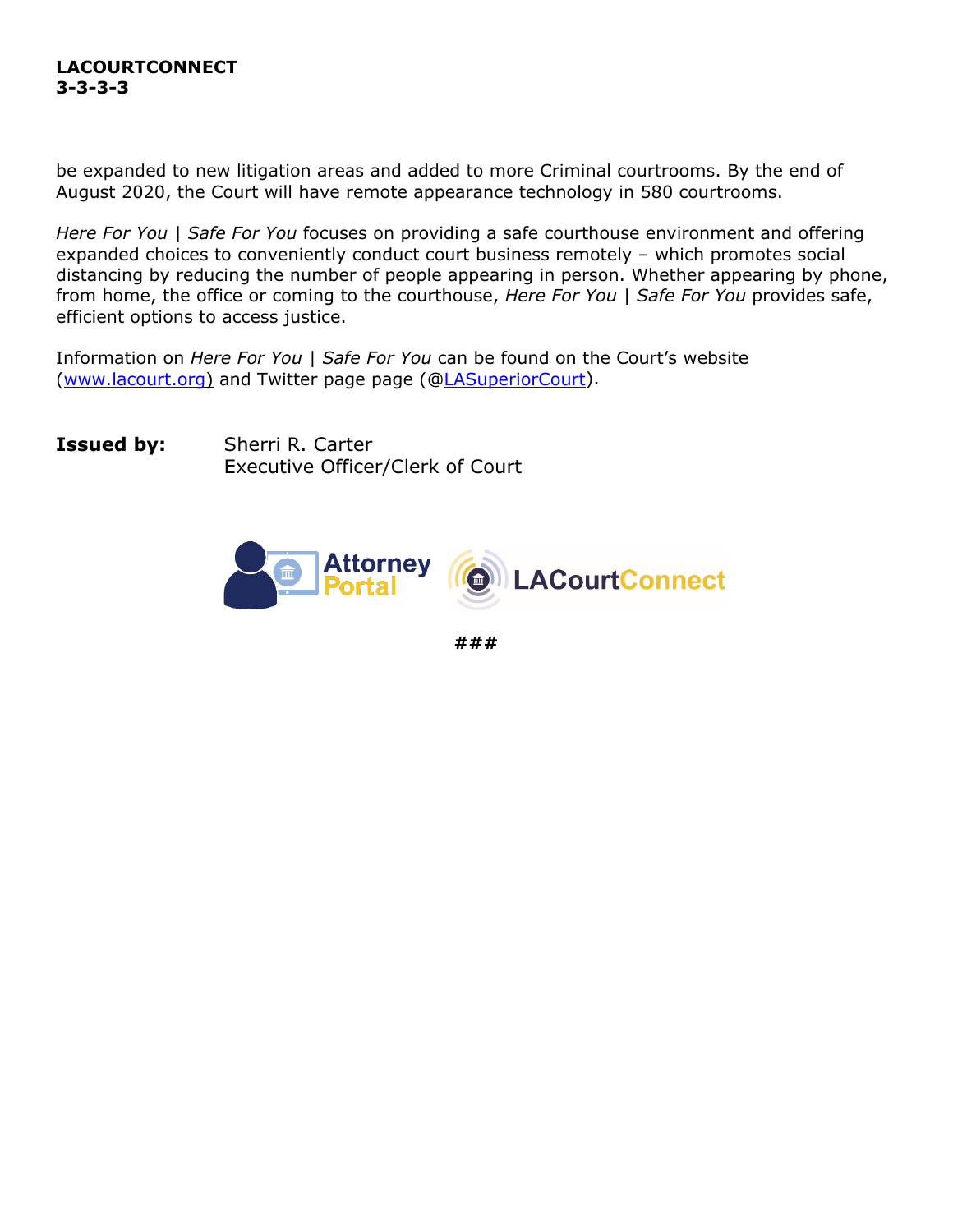be expanded to new litigation areas and added to more Criminal courtrooms. By the end of August 2020, the Court will have remote appearance technology in 580 courtrooms.

*Here For You | Safe For You* focuses on providing a safe courthouse environment and offering expanded choices to conveniently conduct court business remotely – which promotes social distancing by reducing the number of people appearing in person. Whether appearing by phone, from home, the office or coming to the courthouse, *Here For You | Safe For You* provides safe, efficient options to access justice.

Information on *Here For You | Safe For You* can be found on the Court's website (www.lacourt.org) and Twitter page page (@LASuperiorCourt).

**Issued by:** Sherri R. Carter
Executive Officer/Clerk of Court

Attorney Portal LACourtConnect

###